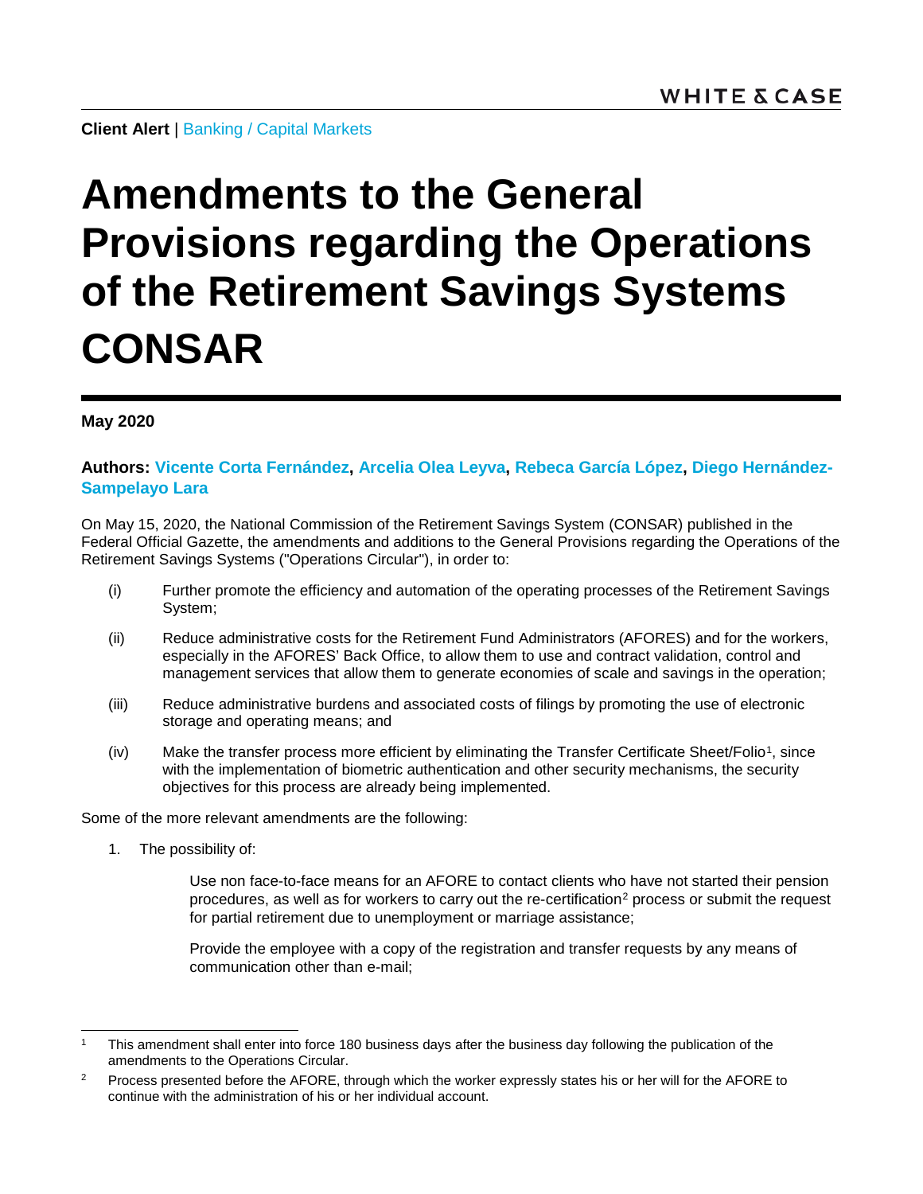**Client Alert** | Banking / Capital Markets

# Amendments to the General Provisions regarding the Operations of the Retirement Savings Systems CONSAR

**May 2020**

**Authors: Vicente Corta Fernández, Arcelia Olea Leyva, Rebeca García López, Diego Hernández-Sampelayo Lara**

On May 15, 2020, the National Commission of the Retirement Savings System (CONSAR) published in the Federal Official Gazette, the amendments and additions to the General Provisions regarding the Operations of the Retirement Savings Systems ("Operations Circular"), in order to:

(i) Further promote the efficiency and automation of the operating processes of the Retirement Savings System;

(ii) Reduce administrative costs for the Retirement Fund Administrators (AFORES) and for the workers, especially in the AFORES' Back Office, to allow them to use and contract validation, control and management services that allow them to generate economies of scale and savings in the operation;

(iii) Reduce administrative burdens and associated costs of filings by promoting the use of electronic storage and operating means; and

(iv) Make the transfer process more efficient by eliminating the Transfer Certificate Sheet/Folio[1], since with the implementation of biometric authentication and other security mechanisms, the security objectives for this process are already being implemented.

Some of the more relevant amendments are the following:

1. The possibility of:

   Use non face-to-face means for an AFORE to contact clients who have not started their pension procedures, as well as for workers to carry out the re-certification[2] process or submit the request for partial retirement due to unemployment or marriage assistance;

   Provide the employee with a copy of the registration and transfer requests by any means of communication other than e-mail;

---

[1] This amendment shall enter into force 180 business days after the business day following the publication of the amendments to the Operations Circular.

[2] Process presented before the AFORE, through which the worker expressly states his or her will for the AFORE to continue with the administration of his or her individual account.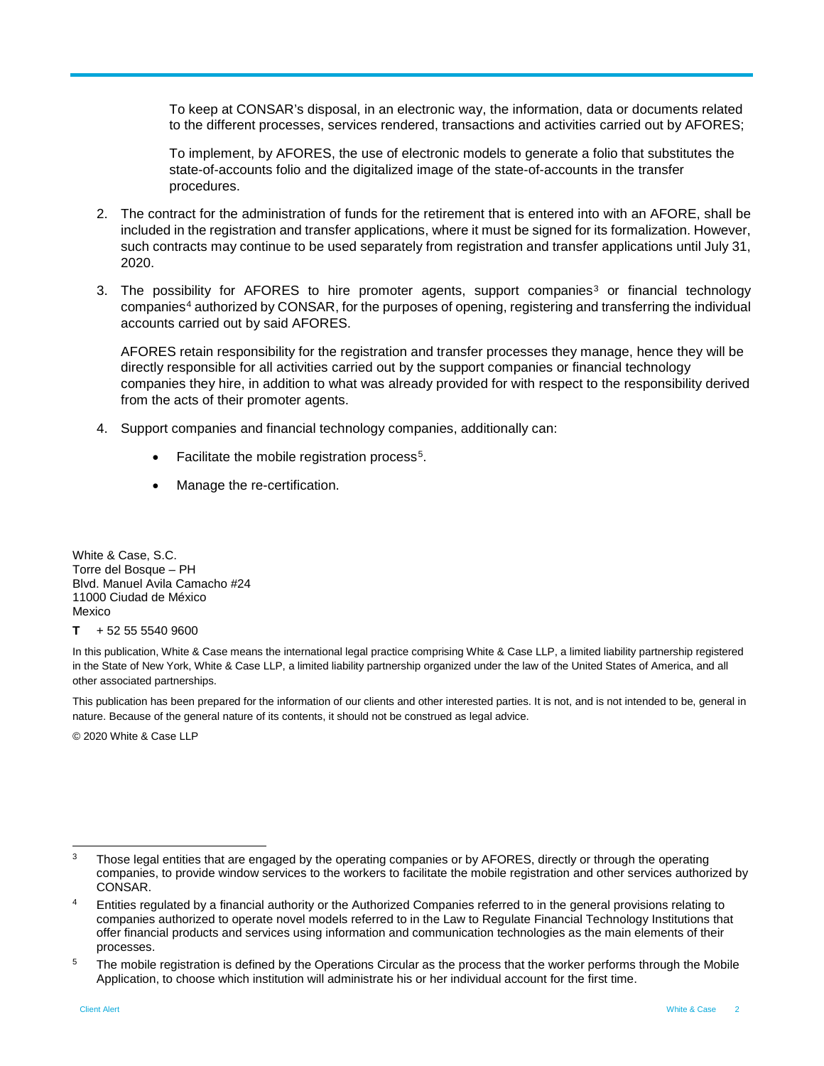To keep at CONSAR's disposal, in an electronic way, the information, data or documents related to the different processes, services rendered, transactions and activities carried out by AFORES;

To implement, by AFORES, the use of electronic models to generate a folio that substitutes the state-of-accounts folio and the digitalized image of the state-of-accounts in the transfer procedures.

2. The contract for the administration of funds for the retirement that is entered into with an AFORE, shall be included in the registration and transfer applications, where it must be signed for its formalization. However, such contracts may continue to be used separately from registration and transfer applications until July 31, 2020.

3. The possibility for AFORES to hire promoter agents, support companies[3] or financial technology companies[4] authorized by CONSAR, for the purposes of opening, registering and transferring the individual accounts carried out by said AFORES.

   AFORES retain responsibility for the registration and transfer processes they manage, hence they will be directly responsible for all activities carried out by the support companies or financial technology companies they hire, in addition to what was already provided for with respect to the responsibility derived from the acts of their promoter agents.

4. Support companies and financial technology companies, additionally can:

   - Facilitate the mobile registration process[5].
   - Manage the re-certification.

White & Case, S.C.
Torre del Bosque – PH
Blvd. Manuel Avila Camacho #24
11000 Ciudad de México
Mexico

**T** + 52 55 5540 9600

In this publication, White & Case means the international legal practice comprising White & Case LLP, a limited liability partnership registered in the State of New York, White & Case LLP, a limited liability partnership organized under the law of the United States of America, and all other associated partnerships.

This publication has been prepared for the information of our clients and other interested parties. It is not, and is not intended to be, general in nature. Because of the general nature of its contents, it should not be construed as legal advice.

© 2020 White & Case LLP

---

[3] Those legal entities that are engaged by the operating companies or by AFORES, directly or through the operating companies, to provide window services to the workers to facilitate the mobile registration and other services authorized by CONSAR.

[4] Entities regulated by a financial authority or the Authorized Companies referred to in the general provisions relating to companies authorized to operate novel models referred to in the Law to Regulate Financial Technology Institutions that offer financial products and services using information and communication technologies as the main elements of their processes.

[5] The mobile registration is defined by the Operations Circular as the process that the worker performs through the Mobile Application, to choose which institution will administrate his or her individual account for the first time.